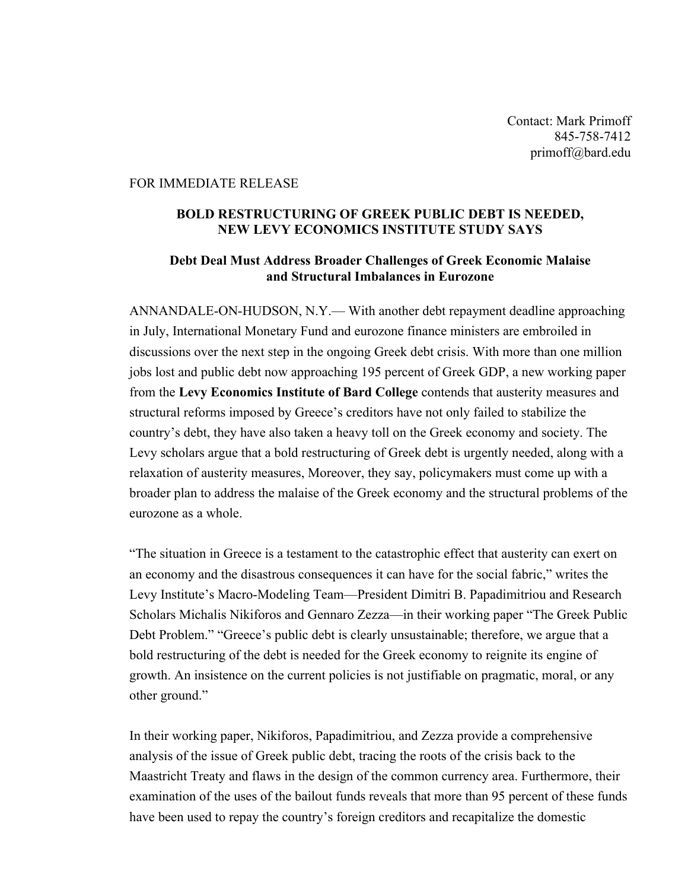Contact: Mark Primoff
845-758-7412
primoff@bard.edu

FOR IMMEDIATE RELEASE

**BOLD RESTRUCTURING OF GREEK PUBLIC DEBT IS NEEDED, NEW LEVY ECONOMICS INSTITUTE STUDY SAYS**

**Debt Deal Must Address Broader Challenges of Greek Economic Malaise and Structural Imbalances in Eurozone**

ANNANDALE-ON-HUDSON, N.Y.— With another debt repayment deadline approaching in July, International Monetary Fund and eurozone finance ministers are embroiled in discussions over the next step in the ongoing Greek debt crisis. With more than one million jobs lost and public debt now approaching 195 percent of Greek GDP, a new working paper from the **Levy Economics Institute of Bard College** contends that austerity measures and structural reforms imposed by Greece's creditors have not only failed to stabilize the country's debt, they have also taken a heavy toll on the Greek economy and society. The Levy scholars argue that a bold restructuring of Greek debt is urgently needed, along with a relaxation of austerity measures, Moreover, they say, policymakers must come up with a broader plan to address the malaise of the Greek economy and the structural problems of the eurozone as a whole.

"The situation in Greece is a testament to the catastrophic effect that austerity can exert on an economy and the disastrous consequences it can have for the social fabric," writes the Levy Institute's Macro-Modeling Team—President Dimitri B. Papadimitriou and Research Scholars Michalis Nikiforos and Gennaro Zezza—in their working paper "The Greek Public Debt Problem." "Greece's public debt is clearly unsustainable; therefore, we argue that a bold restructuring of the debt is needed for the Greek economy to reignite its engine of growth. An insistence on the current policies is not justifiable on pragmatic, moral, or any other ground."

In their working paper, Nikiforos, Papadimitriou, and Zezza provide a comprehensive analysis of the issue of Greek public debt, tracing the roots of the crisis back to the Maastricht Treaty and flaws in the design of the common currency area. Furthermore, their examination of the uses of the bailout funds reveals that more than 95 percent of these funds have been used to repay the country's foreign creditors and recapitalize the domestic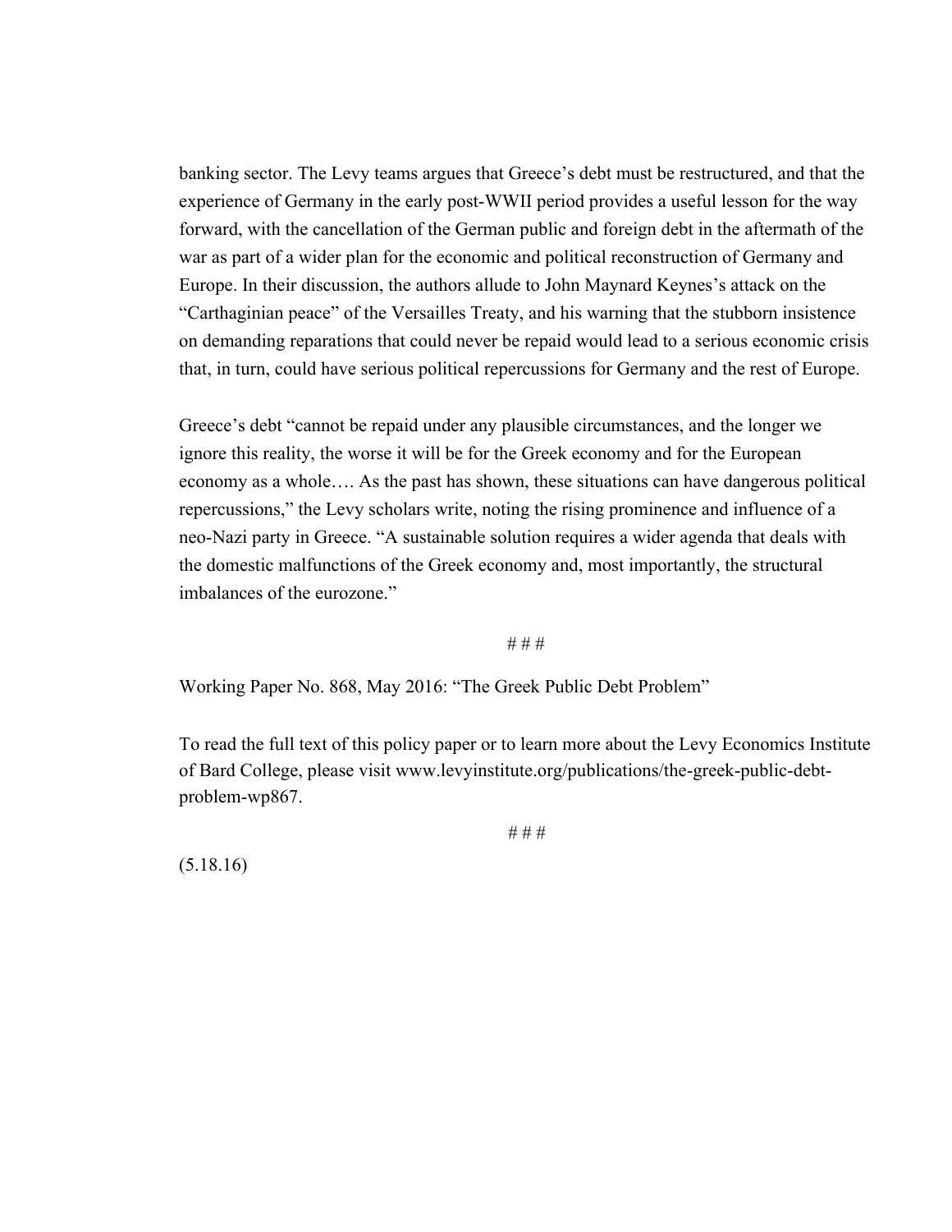banking sector. The Levy teams argues that Greece's debt must be restructured, and that the experience of Germany in the early post-WWII period provides a useful lesson for the way forward, with the cancellation of the German public and foreign debt in the aftermath of the war as part of a wider plan for the economic and political reconstruction of Germany and Europe. In their discussion, the authors allude to John Maynard Keynes's attack on the "Carthaginian peace" of the Versailles Treaty, and his warning that the stubborn insistence on demanding reparations that could never be repaid would lead to a serious economic crisis that, in turn, could have serious political repercussions for Germany and the rest of Europe.

Greece's debt "cannot be repaid under any plausible circumstances, and the longer we ignore this reality, the worse it will be for the Greek economy and for the European economy as a whole…. As the past has shown, these situations can have dangerous political repercussions," the Levy scholars write, noting the rising prominence and influence of a neo-Nazi party in Greece. "A sustainable solution requires a wider agenda that deals with the domestic malfunctions of the Greek economy and, most importantly, the structural imbalances of the eurozone."

# # #

Working Paper No. 868, May 2016: "The Greek Public Debt Problem"

To read the full text of this policy paper or to learn more about the Levy Economics Institute of Bard College, please visit www.levyinstitute.org/publications/the-greek-public-debt-problem-wp867.

# # #

(5.18.16)